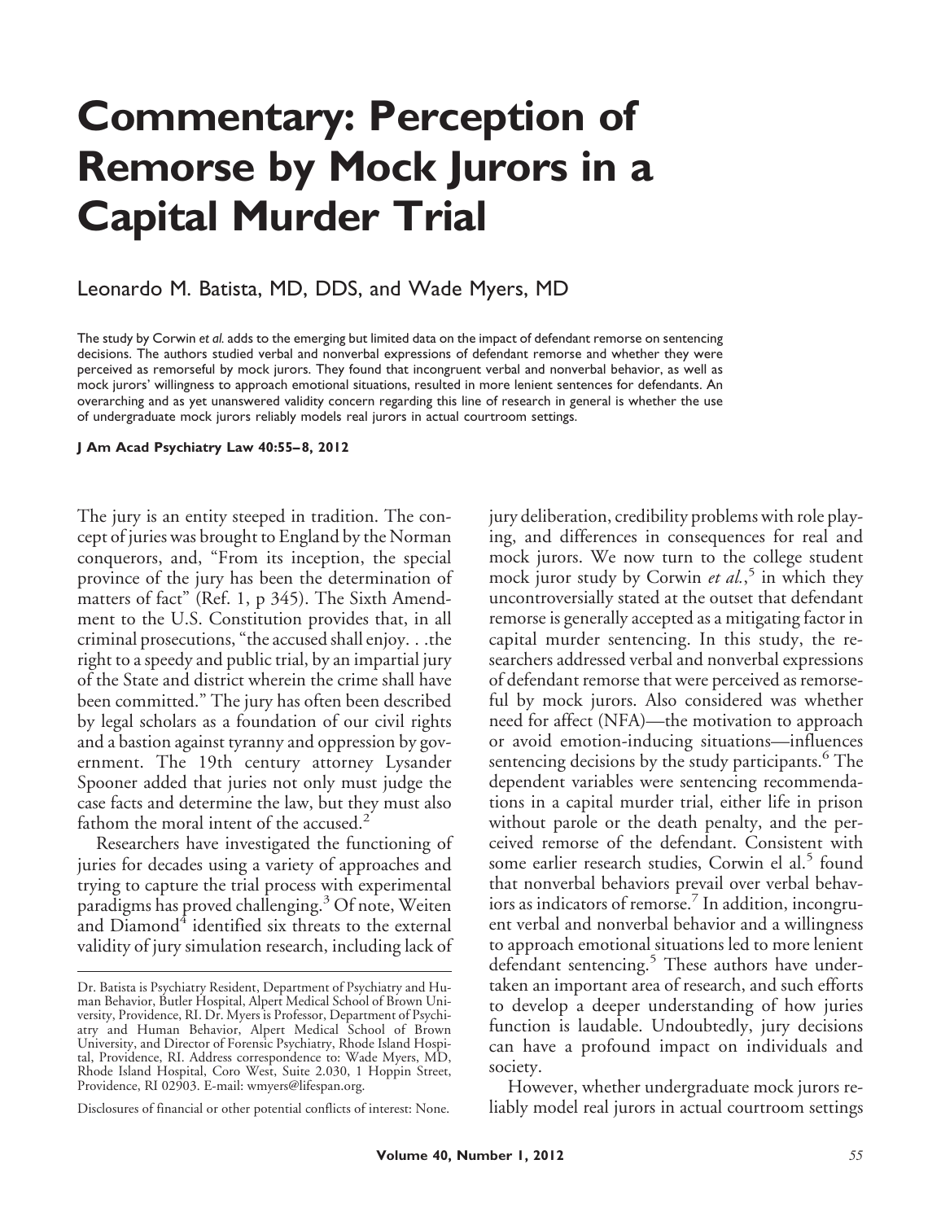# Commentary: Perception of Remorse by Mock Jurors in a Capital Murder Trial

Leonardo M. Batista, MD, DDS, and Wade Myers, MD

The study by Corwin *et al.* adds to the emerging but limited data on the impact of defendant remorse on sentencing decisions. The authors studied verbal and nonverbal expressions of defendant remorse and whether they were perceived as remorseful by mock jurors. They found that incongruent verbal and nonverbal behavior, as well as mock jurors' willingness to approach emotional situations, resulted in more lenient sentences for defendants. An overarching and as yet unanswered validity concern regarding this line of research in general is whether the use of undergraduate mock jurors reliably models real jurors in actual courtroom settings.

**J Am Acad Psychiatry Law 40:55–8, 2012**

The jury is an entity steeped in tradition. The concept of juries was brought to England by the Norman conquerors, and, "From its inception, the special province of the jury has been the determination of matters of fact" (Ref. 1, p 345). The Sixth Amendment to the U.S. Constitution provides that, in all criminal prosecutions, "the accused shall enjoy. . .the right to a speedy and public trial, by an impartial jury of the State and district wherein the crime shall have been committed." The jury has often been described by legal scholars as a foundation of our civil rights and a bastion against tyranny and oppression by government. The 19th century attorney Lysander Spooner added that juries not only must judge the case facts and determine the law, but they must also fathom the moral intent of the accused.[2]

Researchers have investigated the functioning of juries for decades using a variety of approaches and trying to capture the trial process with experimental paradigms has proved challenging.[3] Of note, Weiten and Diamond[4] identified six threats to the external validity of jury simulation research, including lack of jury deliberation, credibility problems with role playing, and differences in consequences for real and mock jurors. We now turn to the college student mock juror study by Corwin *et al.*,[5] in which they uncontroversially stated at the outset that defendant remorse is generally accepted as a mitigating factor in capital murder sentencing. In this study, the researchers addressed verbal and nonverbal expressions of defendant remorse that were perceived as remorseful by mock jurors. Also considered was whether need for affect (NFA)—the motivation to approach or avoid emotion-inducing situations—influences sentencing decisions by the study participants.[6] The dependent variables were sentencing recommendations in a capital murder trial, either life in prison without parole or the death penalty, and the perceived remorse of the defendant. Consistent with some earlier research studies, Corwin el al.[5] found that nonverbal behaviors prevail over verbal behaviors as indicators of remorse.[7] In addition, incongruent verbal and nonverbal behavior and a willingness to approach emotional situations led to more lenient defendant sentencing.[5] These authors have undertaken an important area of research, and such efforts to develop a deeper understanding of how juries function is laudable. Undoubtedly, jury decisions can have a profound impact on individuals and society.

However, whether undergraduate mock jurors reliably model real jurors in actual courtroom settings

---

Dr. Batista is Psychiatry Resident, Department of Psychiatry and Human Behavior, Butler Hospital, Alpert Medical School of Brown University, Providence, RI. Dr. Myers is Professor, Department of Psychiatry and Human Behavior, Alpert Medical School of Brown University, and Director of Forensic Psychiatry, Rhode Island Hospital, Providence, RI. Address correspondence to: Wade Myers, MD, Rhode Island Hospital, Coro West, Suite 2.030, 1 Hoppin Street, Providence, RI 02903. E-mail: wmyers@lifespan.org.

Disclosures of financial or other potential conflicts of interest: None.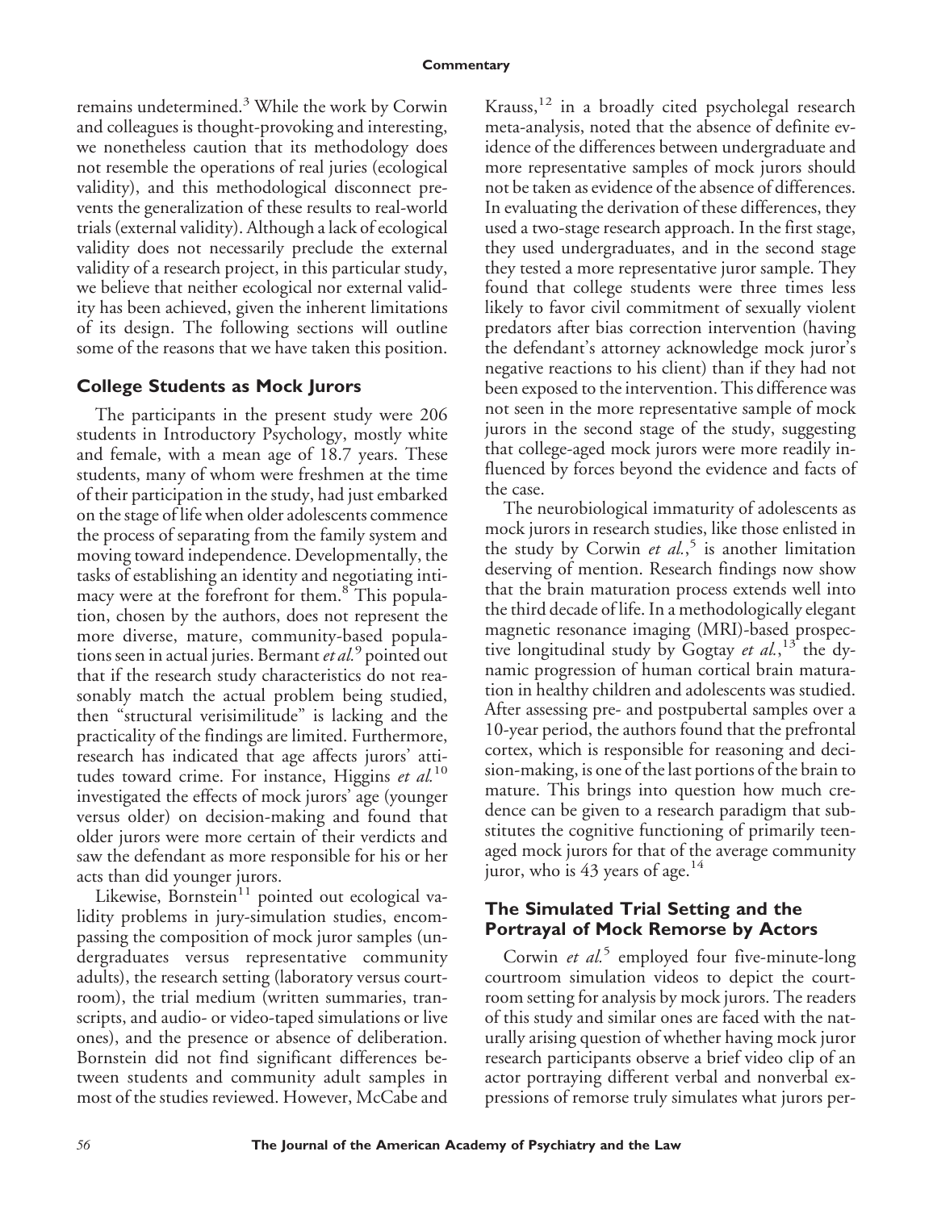remains undetermined.[3] While the work by Corwin and colleagues is thought-provoking and interesting, we nonetheless caution that its methodology does not resemble the operations of real juries (ecological validity), and this methodological disconnect prevents the generalization of these results to real-world trials (external validity). Although a lack of ecological validity does not necessarily preclude the external validity of a research project, in this particular study, we believe that neither ecological nor external validity has been achieved, given the inherent limitations of its design. The following sections will outline some of the reasons that we have taken this position.

## College Students as Mock Jurors

The participants in the present study were 206 students in Introductory Psychology, mostly white and female, with a mean age of 18.7 years. These students, many of whom were freshmen at the time of their participation in the study, had just embarked on the stage of life when older adolescents commence the process of separating from the family system and moving toward independence. Developmentally, the tasks of establishing an identity and negotiating intimacy were at the forefront for them.[8] This population, chosen by the authors, does not represent the more diverse, mature, community-based populations seen in actual juries. Bermant *et al.*[9] pointed out that if the research study characteristics do not reasonably match the actual problem being studied, then "structural verisimilitude" is lacking and the practicality of the findings are limited. Furthermore, research has indicated that age affects jurors' attitudes toward crime. For instance, Higgins *et al.*[10] investigated the effects of mock jurors' age (younger versus older) on decision-making and found that older jurors were more certain of their verdicts and saw the defendant as more responsible for his or her acts than did younger jurors.

Likewise, Bornstein[11] pointed out ecological validity problems in jury-simulation studies, encompassing the composition of mock juror samples (undergraduates versus representative community adults), the research setting (laboratory versus courtroom), the trial medium (written summaries, transcripts, and audio- or video-taped simulations or live ones), and the presence or absence of deliberation. Bornstein did not find significant differences between students and community adult samples in most of the studies reviewed. However, McCabe and Krauss,[12] in a broadly cited psycholegal research meta-analysis, noted that the absence of definite evidence of the differences between undergraduate and more representative samples of mock jurors should not be taken as evidence of the absence of differences. In evaluating the derivation of these differences, they used a two-stage research approach. In the first stage, they used undergraduates, and in the second stage they tested a more representative juror sample. They found that college students were three times less likely to favor civil commitment of sexually violent predators after bias correction intervention (having the defendant's attorney acknowledge mock juror's negative reactions to his client) than if they had not been exposed to the intervention. This difference was not seen in the more representative sample of mock jurors in the second stage of the study, suggesting that college-aged mock jurors were more readily influenced by forces beyond the evidence and facts of the case.

The neurobiological immaturity of adolescents as mock jurors in research studies, like those enlisted in the study by Corwin *et al.*,[5] is another limitation deserving of mention. Research findings now show that the brain maturation process extends well into the third decade of life. In a methodologically elegant magnetic resonance imaging (MRI)-based prospective longitudinal study by Gogtay *et al.*,[13] the dynamic progression of human cortical brain maturation in healthy children and adolescents was studied. After assessing pre- and postpubertal samples over a 10-year period, the authors found that the prefrontal cortex, which is responsible for reasoning and decision-making, is one of the last portions of the brain to mature. This brings into question how much credence can be given to a research paradigm that substitutes the cognitive functioning of primarily teenaged mock jurors for that of the average community juror, who is 43 years of age.[14]

## The Simulated Trial Setting and the Portrayal of Mock Remorse by Actors

Corwin *et al.*[5] employed four five-minute-long courtroom simulation videos to depict the courtroom setting for analysis by mock jurors. The readers of this study and similar ones are faced with the naturally arising question of whether having mock juror research participants observe a brief video clip of an actor portraying different verbal and nonverbal expressions of remorse truly simulates what jurors per-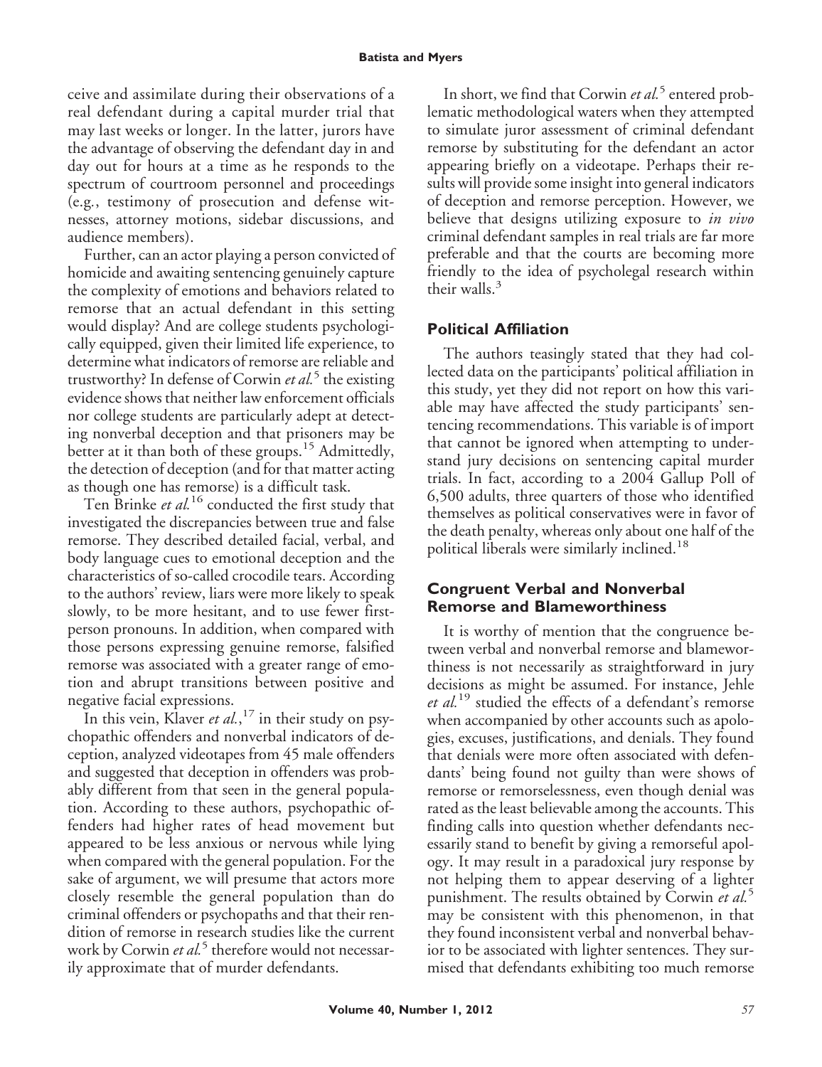ceive and assimilate during their observations of a real defendant during a capital murder trial that may last weeks or longer. In the latter, jurors have the advantage of observing the defendant day in and day out for hours at a time as he responds to the spectrum of courtroom personnel and proceedings (e.g., testimony of prosecution and defense witnesses, attorney motions, sidebar discussions, and audience members).

Further, can an actor playing a person convicted of homicide and awaiting sentencing genuinely capture the complexity of emotions and behaviors related to remorse that an actual defendant in this setting would display? And are college students psychologically equipped, given their limited life experience, to determine what indicators of remorse are reliable and trustworthy? In defense of Corwin *et al.*[5] the existing evidence shows that neither law enforcement officials nor college students are particularly adept at detecting nonverbal deception and that prisoners may be better at it than both of these groups.[15] Admittedly, the detection of deception (and for that matter acting as though one has remorse) is a difficult task.

Ten Brinke *et al.*[16] conducted the first study that investigated the discrepancies between true and false remorse. They described detailed facial, verbal, and body language cues to emotional deception and the characteristics of so-called crocodile tears. According to the authors' review, liars were more likely to speak slowly, to be more hesitant, and to use fewer first-person pronouns. In addition, when compared with those persons expressing genuine remorse, falsified remorse was associated with a greater range of emotion and abrupt transitions between positive and negative facial expressions.

In this vein, Klaver *et al.*,[17] in their study on psychopathic offenders and nonverbal indicators of deception, analyzed videotapes from 45 male offenders and suggested that deception in offenders was probably different from that seen in the general population. According to these authors, psychopathic offenders had higher rates of head movement but appeared to be less anxious or nervous while lying when compared with the general population. For the sake of argument, we will presume that actors more closely resemble the general population than do criminal offenders or psychopaths and that their rendition of remorse in research studies like the current work by Corwin *et al.*[5] therefore would not necessarily approximate that of murder defendants.

In short, we find that Corwin *et al.*[5] entered problematic methodological waters when they attempted to simulate juror assessment of criminal defendant remorse by substituting for the defendant an actor appearing briefly on a videotape. Perhaps their results will provide some insight into general indicators of deception and remorse perception. However, we believe that designs utilizing exposure to *in vivo* criminal defendant samples in real trials are far more preferable and that the courts are becoming more friendly to the idea of psycholegal research within their walls.[3]

## Political Affiliation

The authors teasingly stated that they had collected data on the participants' political affiliation in this study, yet they did not report on how this variable may have affected the study participants' sentencing recommendations. This variable is of import that cannot be ignored when attempting to understand jury decisions on sentencing capital murder trials. In fact, according to a 2004 Gallup Poll of 6,500 adults, three quarters of those who identified themselves as political conservatives were in favor of the death penalty, whereas only about one half of the political liberals were similarly inclined.[18]

## Congruent Verbal and Nonverbal Remorse and Blameworthiness

It is worthy of mention that the congruence between verbal and nonverbal remorse and blameworthiness is not necessarily as straightforward in jury decisions as might be assumed. For instance, Jehle *et al.*[19] studied the effects of a defendant's remorse when accompanied by other accounts such as apologies, excuses, justifications, and denials. They found that denials were more often associated with defendants' being found not guilty than were shows of remorse or remorselessness, even though denial was rated as the least believable among the accounts. This finding calls into question whether defendants necessarily stand to benefit by giving a remorseful apology. It may result in a paradoxical jury response by not helping them to appear deserving of a lighter punishment. The results obtained by Corwin *et al.*[5] may be consistent with this phenomenon, in that they found inconsistent verbal and nonverbal behavior to be associated with lighter sentences. They surmised that defendants exhibiting too much remorse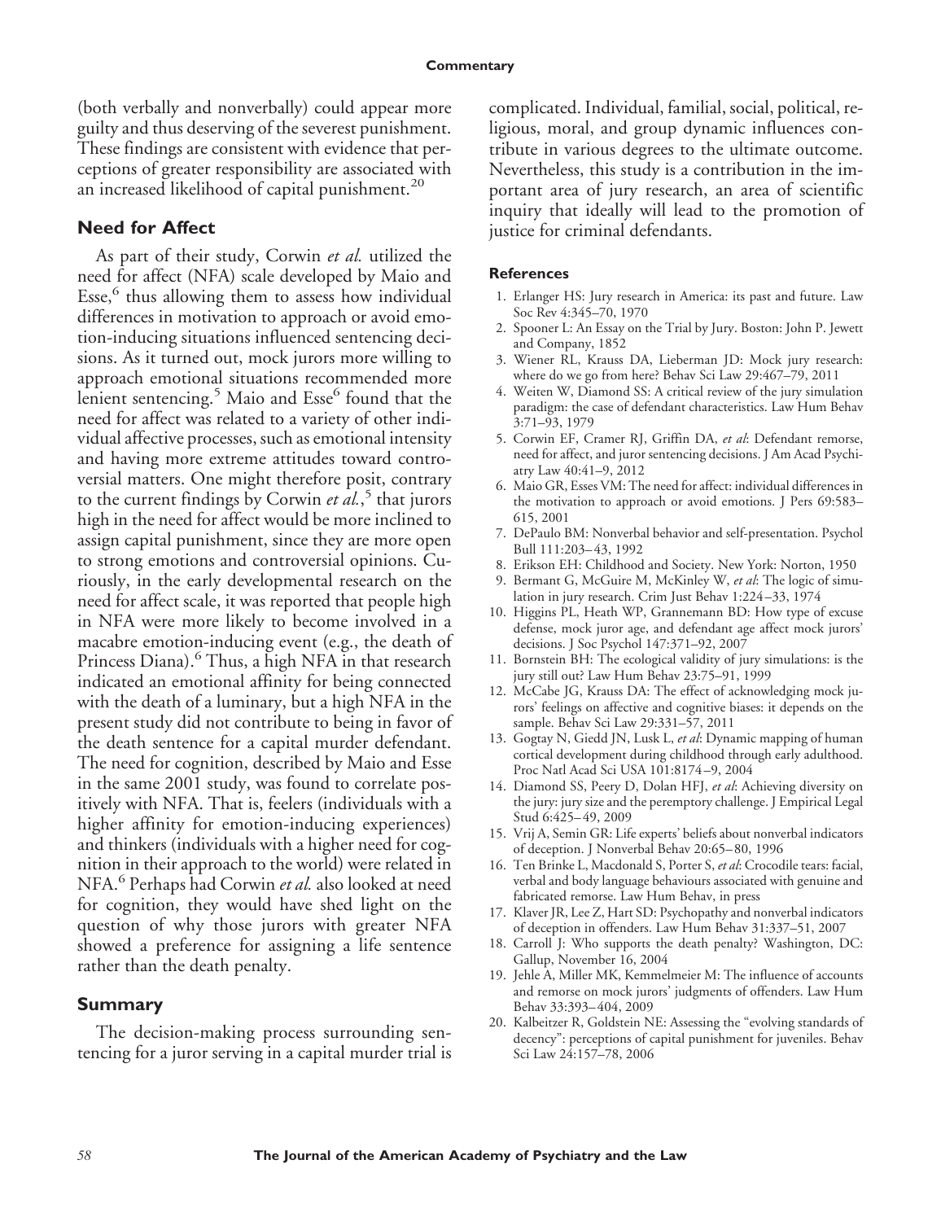(both verbally and nonverbally) could appear more guilty and thus deserving of the severest punishment. These findings are consistent with evidence that perceptions of greater responsibility are associated with an increased likelihood of capital punishment.[20]

## Need for Affect

As part of their study, Corwin *et al.* utilized the need for affect (NFA) scale developed by Maio and Esse,[6] thus allowing them to assess how individual differences in motivation to approach or avoid emotion-inducing situations influenced sentencing decisions. As it turned out, mock jurors more willing to approach emotional situations recommended more lenient sentencing.[5] Maio and Esse[6] found that the need for affect was related to a variety of other individual affective processes, such as emotional intensity and having more extreme attitudes toward controversial matters. One might therefore posit, contrary to the current findings by Corwin *et al.*,[5] that jurors high in the need for affect would be more inclined to assign capital punishment, since they are more open to strong emotions and controversial opinions. Curiously, in the early developmental research on the need for affect scale, it was reported that people high in NFA were more likely to become involved in a macabre emotion-inducing event (e.g., the death of Princess Diana).[6] Thus, a high NFA in that research indicated an emotional affinity for being connected with the death of a luminary, but a high NFA in the present study did not contribute to being in favor of the death sentence for a capital murder defendant. The need for cognition, described by Maio and Esse in the same 2001 study, was found to correlate positively with NFA. That is, feelers (individuals with a higher affinity for emotion-inducing experiences) and thinkers (individuals with a higher need for cognition in their approach to the world) were related in NFA.[6] Perhaps had Corwin *et al.* also looked at need for cognition, they would have shed light on the question of why those jurors with greater NFA showed a preference for assigning a life sentence rather than the death penalty.

## Summary

The decision-making process surrounding sentencing for a juror serving in a capital murder trial is complicated. Individual, familial, social, political, religious, moral, and group dynamic influences contribute in various degrees to the ultimate outcome. Nevertheless, this study is a contribution in the important area of jury research, an area of scientific inquiry that ideally will lead to the promotion of justice for criminal defendants.

### References

1. Erlanger HS: Jury research in America: its past and future. Law Soc Rev 4:345–70, 1970
2. Spooner L: An Essay on the Trial by Jury. Boston: John P. Jewett and Company, 1852
3. Wiener RL, Krauss DA, Lieberman JD: Mock jury research: where do we go from here? Behav Sci Law 29:467–79, 2011
4. Weiten W, Diamond SS: A critical review of the jury simulation paradigm: the case of defendant characteristics. Law Hum Behav 3:71–93, 1979
5. Corwin EF, Cramer RJ, Griffin DA, *et al*: Defendant remorse, need for affect, and juror sentencing decisions. J Am Acad Psychiatry Law 40:41–9, 2012
6. Maio GR, Esses VM: The need for affect: individual differences in the motivation to approach or avoid emotions. J Pers 69:583–615, 2001
7. DePaulo BM: Nonverbal behavior and self-presentation. Psychol Bull 111:203–43, 1992
8. Erikson EH: Childhood and Society. New York: Norton, 1950
9. Bermant G, McGuire M, McKinley W, *et al*: The logic of simulation in jury research. Crim Just Behav 1:224–33, 1974
10. Higgins PL, Heath WP, Grannemann BD: How type of excuse defense, mock juror age, and defendant age affect mock jurors' decisions. J Soc Psychol 147:371–92, 2007
11. Bornstein BH: The ecological validity of jury simulations: is the jury still out? Law Hum Behav 23:75–91, 1999
12. McCabe JG, Krauss DA: The effect of acknowledging mock jurors' feelings on affective and cognitive biases: it depends on the sample. Behav Sci Law 29:331–57, 2011
13. Gogtay N, Giedd JN, Lusk L, *et al*: Dynamic mapping of human cortical development during childhood through early adulthood. Proc Natl Acad Sci USA 101:8174–9, 2004
14. Diamond SS, Peery D, Dolan HFJ, *et al*: Achieving diversity on the jury: jury size and the peremptory challenge. J Empirical Legal Stud 6:425–49, 2009
15. Vrij A, Semin GR: Life experts' beliefs about nonverbal indicators of deception. J Nonverbal Behav 20:65–80, 1996
16. Ten Brinke L, Macdonald S, Porter S, *et al*: Crocodile tears: facial, verbal and body language behaviours associated with genuine and fabricated remorse. Law Hum Behav, in press
17. Klaver JR, Lee Z, Hart SD: Psychopathy and nonverbal indicators of deception in offenders. Law Hum Behav 31:337–51, 2007
18. Carroll J: Who supports the death penalty? Washington, DC: Gallup, November 16, 2004
19. Jehle A, Miller MK, Kemmelmeier M: The influence of accounts and remorse on mock jurors' judgments of offenders. Law Hum Behav 33:393–404, 2009
20. Kalbeitzer R, Goldstein NE: Assessing the "evolving standards of decency": perceptions of capital punishment for juveniles. Behav Sci Law 24:157–78, 2006